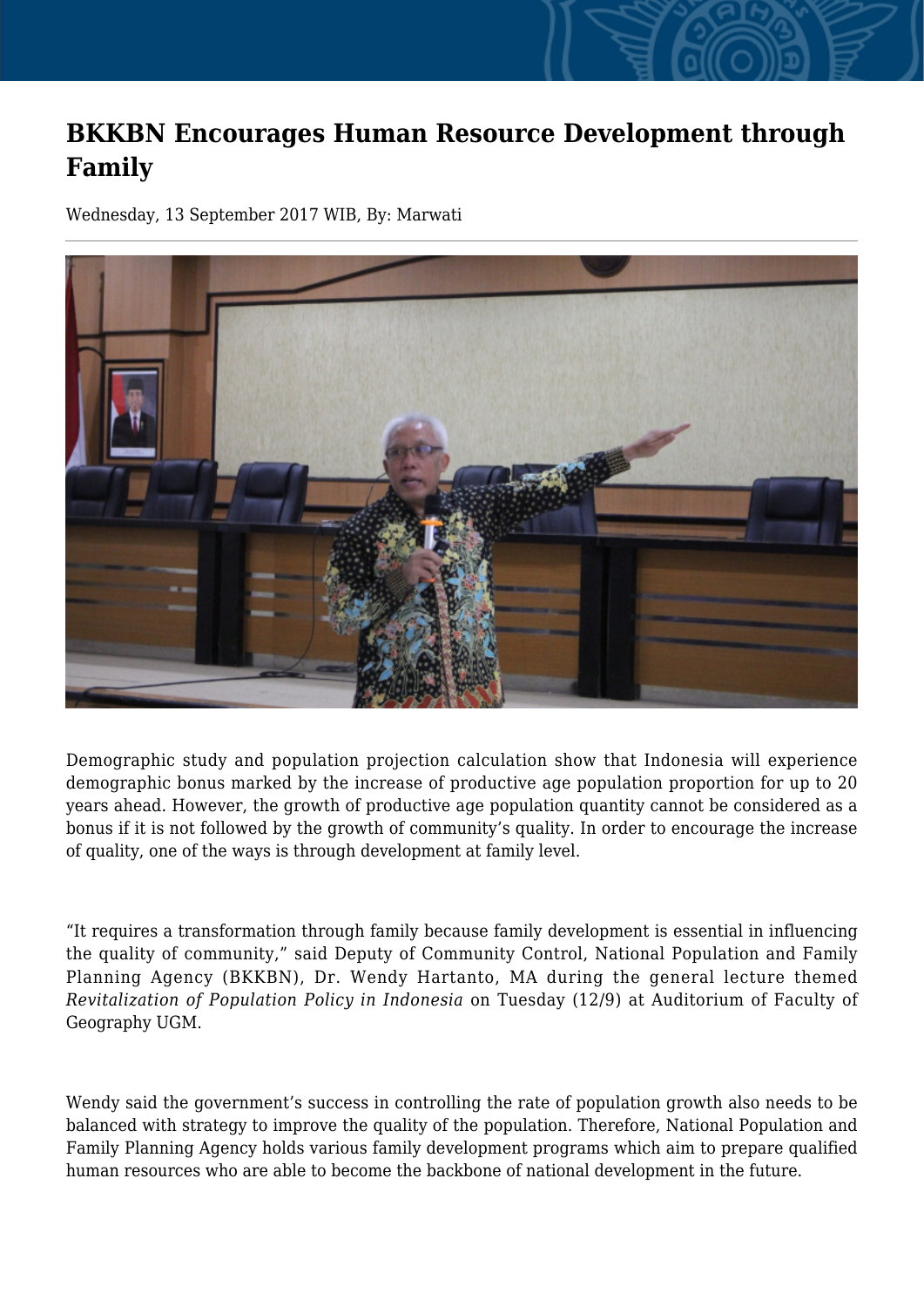# BKKBN Encourages Human Resource Development through Family

Wednesday, 13 September 2017 WIB, By: Marwati

Demographic study and population projection calculation show that Indonesia will experience demographic bonus marked by the increase of productive age population proportion for up to 20 years ahead. However, the growth of productive age population quantity cannot be considered as a bonus if it is not followed by the growth of community's quality. In order to encourage the increase of quality, one of the ways is through development at family level.

"It requires a transformation through family because family development is essential in influencing the quality of community," said Deputy of Community Control, National Population and Family Planning Agency (BKKBN), Dr. Wendy Hartanto, MA during the general lecture themed *Revitalization of Population Policy in Indonesia* on Tuesday (12/9) at Auditorium of Faculty of Geography UGM.

Wendy said the government's success in controlling the rate of population growth also needs to be balanced with strategy to improve the quality of the population. Therefore, National Population and Family Planning Agency holds various family development programs which aim to prepare qualified human resources who are able to become the backbone of national development in the future.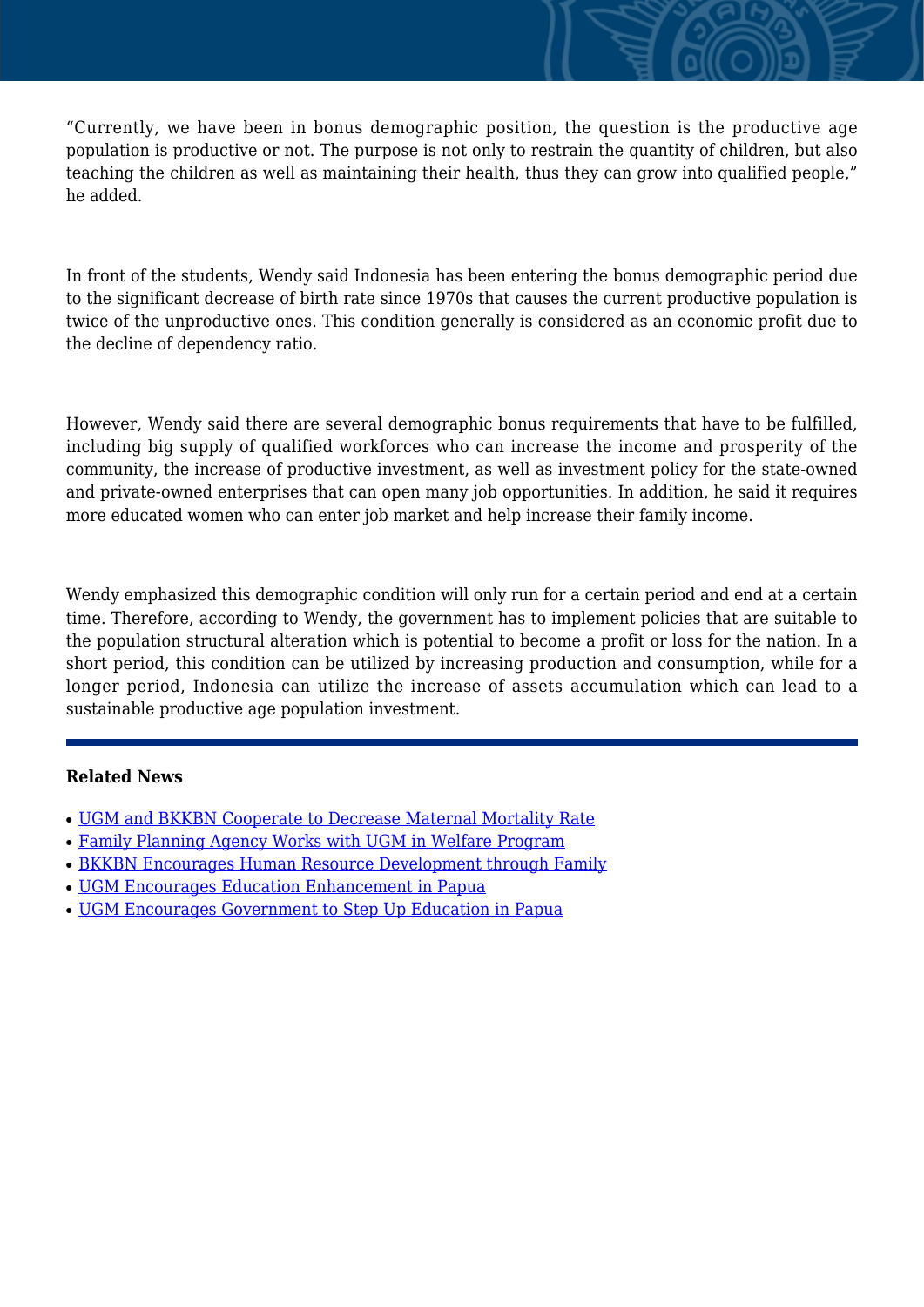"Currently, we have been in bonus demographic position, the question is the productive age population is productive or not. The purpose is not only to restrain the quantity of children, but also teaching the children as well as maintaining their health, thus they can grow into qualified people," he added.

In front of the students, Wendy said Indonesia has been entering the bonus demographic period due to the significant decrease of birth rate since 1970s that causes the current productive population is twice of the unproductive ones. This condition generally is considered as an economic profit due to the decline of dependency ratio.

However, Wendy said there are several demographic bonus requirements that have to be fulfilled, including big supply of qualified workforces who can increase the income and prosperity of the community, the increase of productive investment, as well as investment policy for the state-owned and private-owned enterprises that can open many job opportunities. In addition, he said it requires more educated women who can enter job market and help increase their family income.

Wendy emphasized this demographic condition will only run for a certain period and end at a certain time. Therefore, according to Wendy, the government has to implement policies that are suitable to the population structural alteration which is potential to become a profit or loss for the nation. In a short period, this condition can be utilized by increasing production and consumption, while for a longer period, Indonesia can utilize the increase of assets accumulation which can lead to a sustainable productive age population investment.

---

**Related News**

- UGM and BKKBN Cooperate to Decrease Maternal Mortality Rate
- Family Planning Agency Works with UGM in Welfare Program
- BKKBN Encourages Human Resource Development through Family
- UGM Encourages Education Enhancement in Papua
- UGM Encourages Government to Step Up Education in Papua